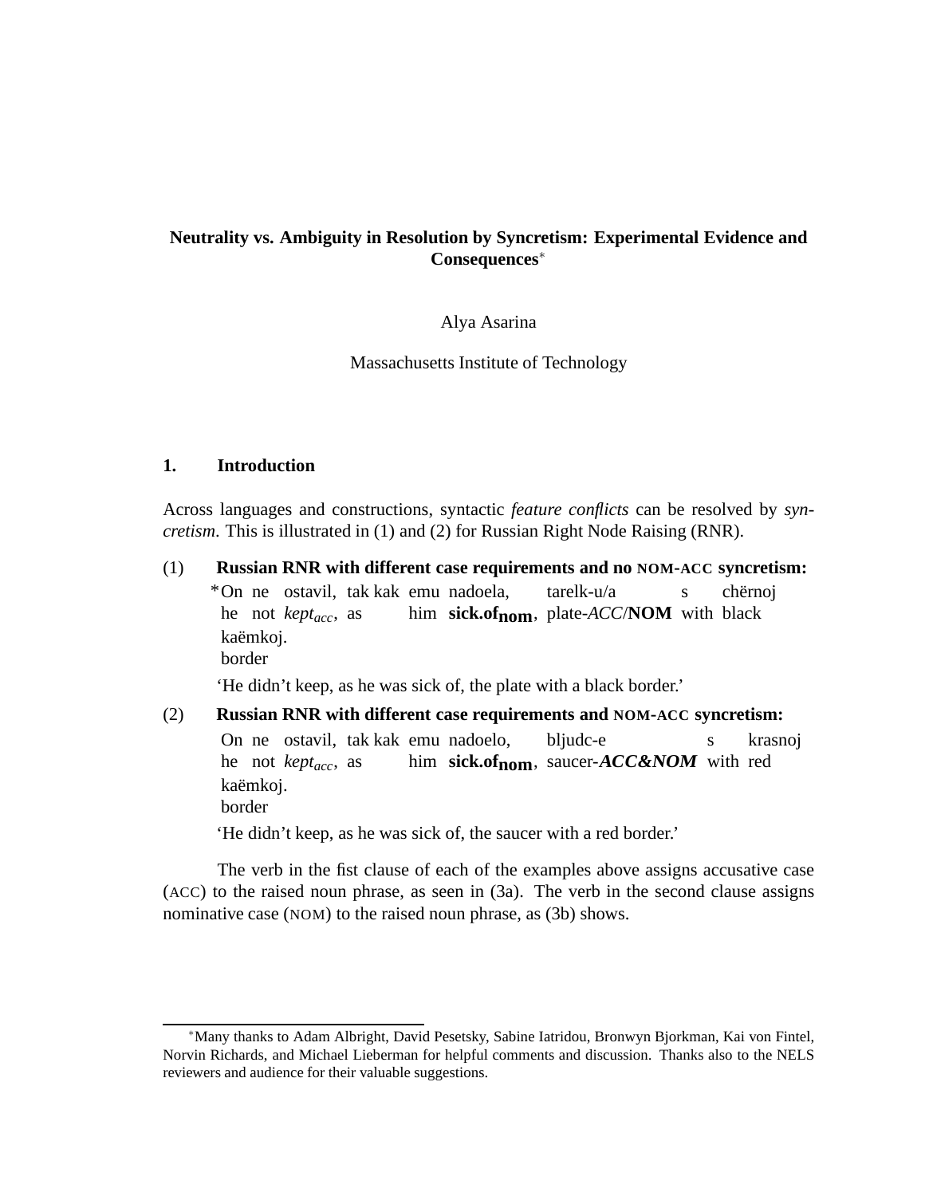# Neutrality vs. Ambiguity in Resolution by Syncretism: Experimental Evidence and Consequences*

Alya Asarina

Massachusetts Institute of Technology

## 1. Introduction

Across languages and constructions, syntactic *feature conflicts* can be resolved by *syncretism*. This is illustrated in (1) and (2) for Russian Right Node Raising (RNR).

(1) **Russian RNR with different case requirements and no NOM-ACC syncretism:**

*On ne ostavil, tak kak emu nadoela, tarelk-u/a s chërnoj kaëmkoj.
he not *kept$_{acc}$*, as him **sick.of$_{\mathbf{nom}}$**, plate-*ACC*/**NOM** with black border

'He didn't keep, as he was sick of, the plate with a black border.'

(2) **Russian RNR with different case requirements and NOM-ACC syncretism:**

On ne ostavil, tak kak emu nadoelo, bljudc-e s krasnoj kaëmkoj.
he not *kept$_{acc}$*, as him **sick.of$_{\mathbf{nom}}$**, saucer-***ACC&NOM*** with red border

'He didn't keep, as he was sick of, the saucer with a red border.'

The verb in the fist clause of each of the examples above assigns accusative case (ACC) to the raised noun phrase, as seen in (3a). The verb in the second clause assigns nominative case (NOM) to the raised noun phrase, as (3b) shows.

*Many thanks to Adam Albright, David Pesetsky, Sabine Iatridou, Bronwyn Bjorkman, Kai von Fintel, Norvin Richards, and Michael Lieberman for helpful comments and discussion. Thanks also to the NELS reviewers and audience for their valuable suggestions.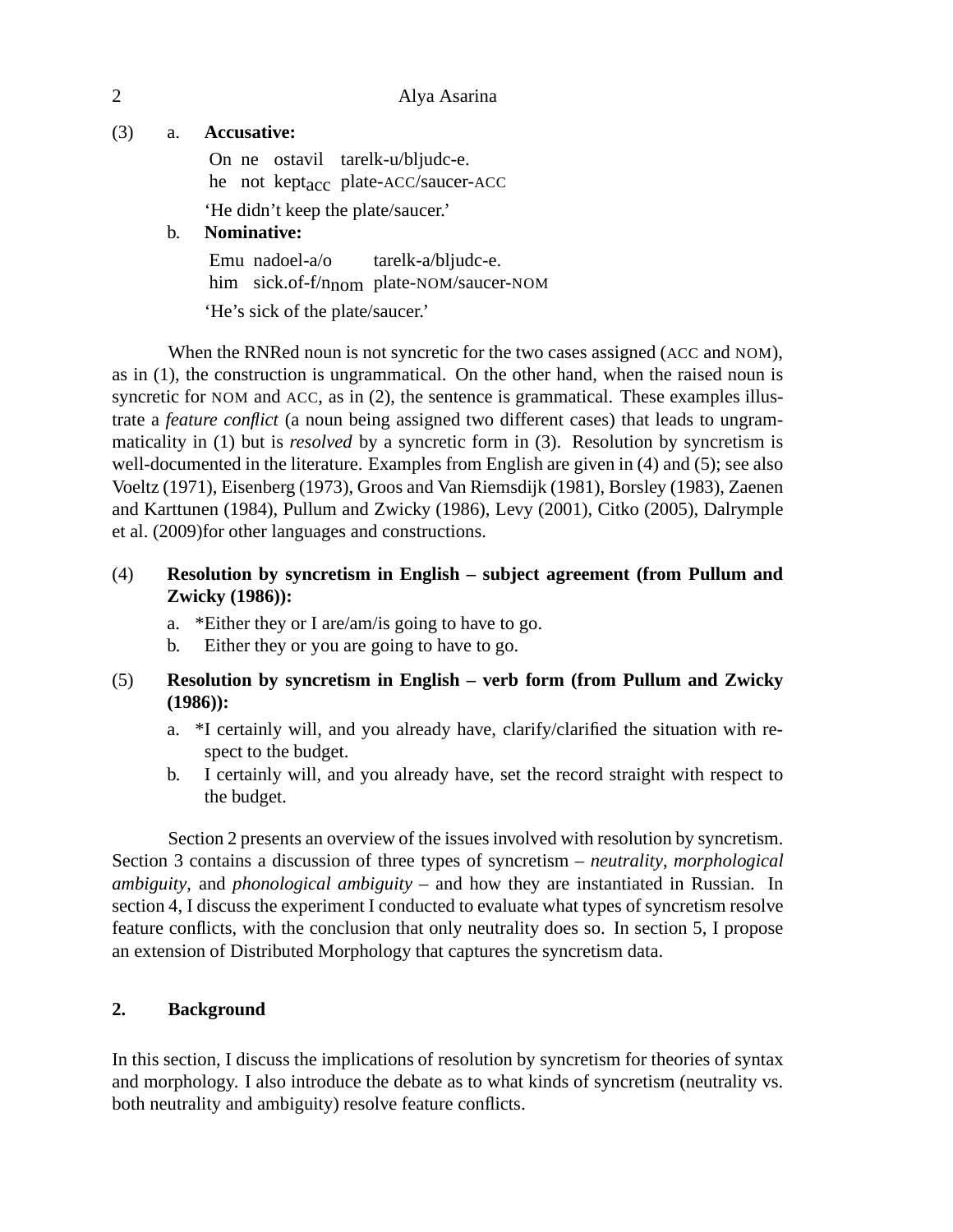(3) a. **Accusative:**

    On ne ostavil tarelk-u/bljudc-e.
    he not kept$_{acc}$ plate-ACC/saucer-ACC
    'He didn't keep the plate/saucer.'

  b. **Nominative:**

    Emu nadoel-a/o tarelk-a/bljudc-e.
    him sick.of-f/n$_{nom}$ plate-NOM/saucer-NOM
    'He's sick of the plate/saucer.'

When the RNRed noun is not syncretic for the two cases assigned (ACC and NOM), as in (1), the construction is ungrammatical. On the other hand, when the raised noun is syncretic for NOM and ACC, as in (2), the sentence is grammatical. These examples illustrate a *feature conflict* (a noun being assigned two different cases) that leads to ungrammaticality in (1) but is *resolved* by a syncretic form in (3). Resolution by syncretism is well-documented in the literature. Examples from English are given in (4) and (5); see also Voeltz (1971), Eisenberg (1973), Groos and Van Riemsdijk (1981), Borsley (1983), Zaenen and Karttunen (1984), Pullum and Zwicky (1986), Levy (2001), Citko (2005), Dalrymple et al. (2009)for other languages and constructions.

(4) **Resolution by syncretism in English – subject agreement (from Pullum and Zwicky (1986)):**

  a. *Either they or I are/am/is going to have to go.
  b. Either they or you are going to have to go.

(5) **Resolution by syncretism in English – verb form (from Pullum and Zwicky (1986)):**

  a. *I certainly will, and you already have, clarify/clarified the situation with respect to the budget.
  b. I certainly will, and you already have, set the record straight with respect to the budget.

Section 2 presents an overview of the issues involved with resolution by syncretism. Section 3 contains a discussion of three types of syncretism – *neutrality*, *morphological ambiguity*, and *phonological ambiguity* – and how they are instantiated in Russian. In section 4, I discuss the experiment I conducted to evaluate what types of syncretism resolve feature conflicts, with the conclusion that only neutrality does so. In section 5, I propose an extension of Distributed Morphology that captures the syncretism data.

## 2. Background

In this section, I discuss the implications of resolution by syncretism for theories of syntax and morphology. I also introduce the debate as to what kinds of syncretism (neutrality vs. both neutrality and ambiguity) resolve feature conflicts.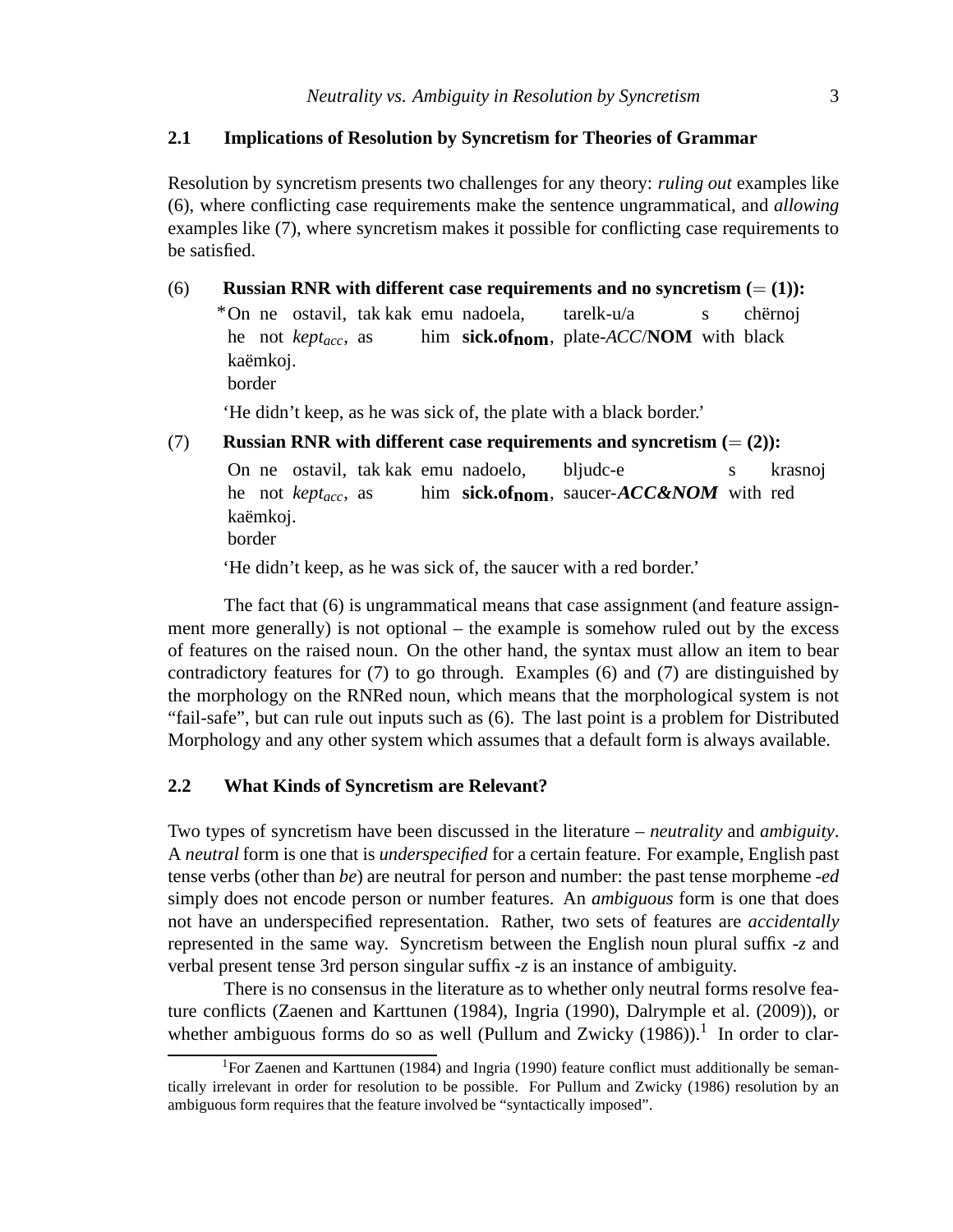## 2.1 Implications of Resolution by Syncretism for Theories of Grammar

Resolution by syncretism presents two challenges for any theory: *ruling out* examples like (6), where conflicting case requirements make the sentence ungrammatical, and *allowing* examples like (7), where syncretism makes it possible for conflicting case requirements to be satisfied.

(6) **Russian RNR with different case requirements and no syncretism (= (1)):**

\*On ne ostavil, tak kak emu nadoela, tarelk-u/a s chërnoj kaëmkoj.
he not *kept*$_{acc}$, as him **sick.of**$_{\mathbf{nom}}$, plate-*ACC*/**NOM** with black border

'He didn't keep, as he was sick of, the plate with a black border.'

(7) **Russian RNR with different case requirements and syncretism (= (2)):**

On ne ostavil, tak kak emu nadoelo, bljudc-e s krasnoj kaëmkoj.
he not *kept*$_{acc}$, as him **sick.of**$_{\mathbf{nom}}$, saucer-***ACC&NOM*** with red border

'He didn't keep, as he was sick of, the saucer with a red border.'

The fact that (6) is ungrammatical means that case assignment (and feature assignment more generally) is not optional – the example is somehow ruled out by the excess of features on the raised noun. On the other hand, the syntax must allow an item to bear contradictory features for (7) to go through. Examples (6) and (7) are distinguished by the morphology on the RNRed noun, which means that the morphological system is not "fail-safe", but can rule out inputs such as (6). The last point is a problem for Distributed Morphology and any other system which assumes that a default form is always available.

## 2.2 What Kinds of Syncretism are Relevant?

Two types of syncretism have been discussed in the literature – *neutrality* and *ambiguity*. A *neutral* form is one that is *underspecified* for a certain feature. For example, English past tense verbs (other than *be*) are neutral for person and number: the past tense morpheme *-ed* simply does not encode person or number features. An *ambiguous* form is one that does not have an underspecified representation. Rather, two sets of features are *accidentally* represented in the same way. Syncretism between the English noun plural suffix *-z* and verbal present tense 3rd person singular suffix *-z* is an instance of ambiguity.

There is no consensus in the literature as to whether only neutral forms resolve feature conflicts (Zaenen and Karttunen (1984), Ingria (1990), Dalrymple et al. (2009)), or whether ambiguous forms do so as well (Pullum and Zwicky (1986)).[1] In order to clar-

[1] For Zaenen and Karttunen (1984) and Ingria (1990) feature conflict must additionally be semantically irrelevant in order for resolution to be possible. For Pullum and Zwicky (1986) resolution by an ambiguous form requires that the feature involved be "syntactically imposed".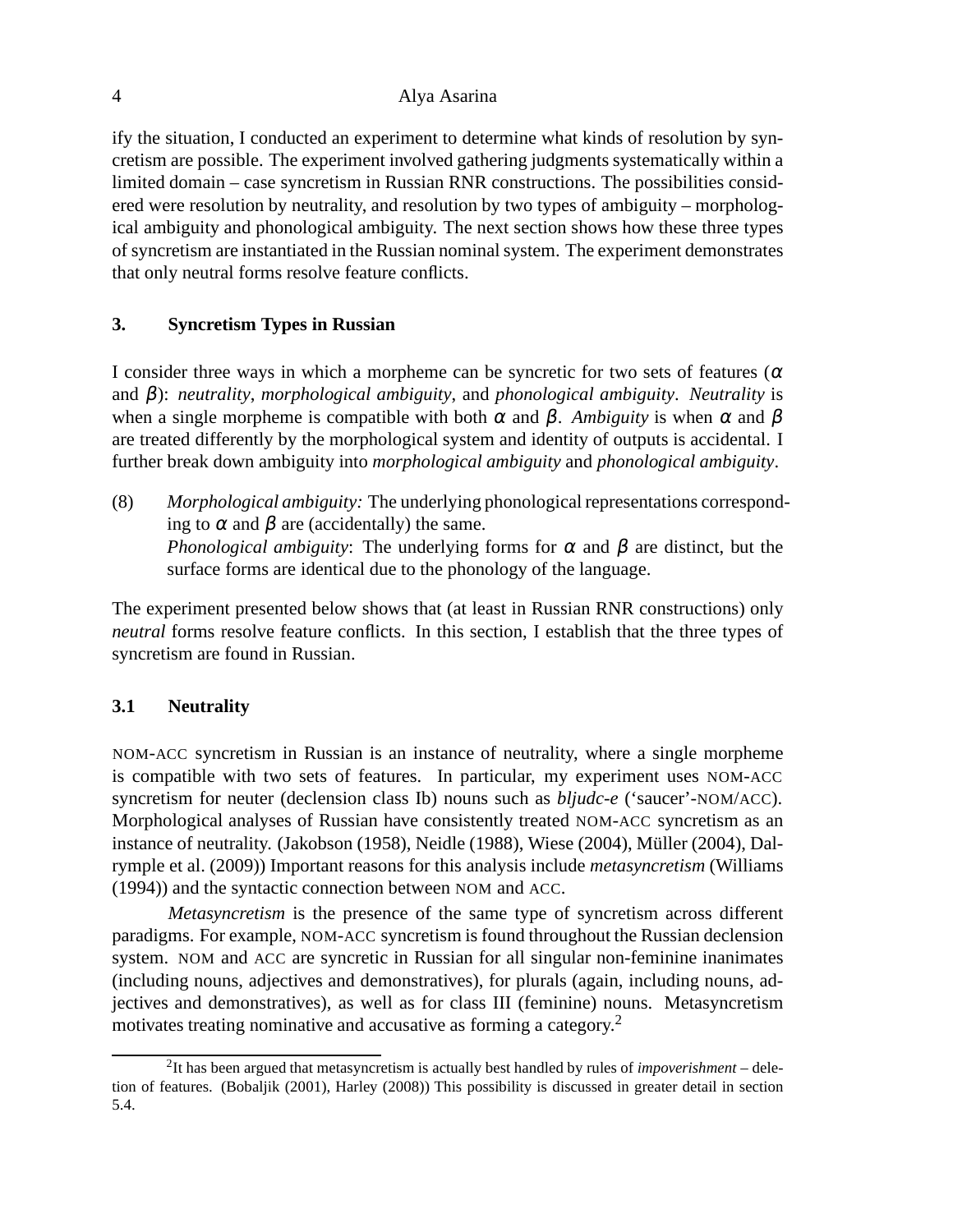ify the situation, I conducted an experiment to determine what kinds of resolution by syncretism are possible. The experiment involved gathering judgments systematically within a limited domain – case syncretism in Russian RNR constructions. The possibilities considered were resolution by neutrality, and resolution by two types of ambiguity – morphological ambiguity and phonological ambiguity. The next section shows how these three types of syncretism are instantiated in the Russian nominal system. The experiment demonstrates that only neutral forms resolve feature conflicts.

## 3. Syncretism Types in Russian

I consider three ways in which a morpheme can be syncretic for two sets of features ($\alpha$ and $\beta$): *neutrality*, *morphological ambiguity*, and *phonological ambiguity*. *Neutrality* is when a single morpheme is compatible with both $\alpha$ and $\beta$. *Ambiguity* is when $\alpha$ and $\beta$ are treated differently by the morphological system and identity of outputs is accidental. I further break down ambiguity into *morphological ambiguity* and *phonological ambiguity*.

(8) *Morphological ambiguity:* The underlying phonological representations corresponding to $\alpha$ and $\beta$ are (accidentally) the same.
*Phonological ambiguity*: The underlying forms for $\alpha$ and $\beta$ are distinct, but the surface forms are identical due to the phonology of the language.

The experiment presented below shows that (at least in Russian RNR constructions) only *neutral* forms resolve feature conflicts. In this section, I establish that the three types of syncretism are found in Russian.

### 3.1 Neutrality

NOM-ACC syncretism in Russian is an instance of neutrality, where a single morpheme is compatible with two sets of features. In particular, my experiment uses NOM-ACC syncretism for neuter (declension class Ib) nouns such as *bljudc-e* ('saucer'-NOM/ACC). Morphological analyses of Russian have consistently treated NOM-ACC syncretism as an instance of neutrality. (Jakobson (1958), Neidle (1988), Wiese (2004), Müller (2004), Dalrymple et al. (2009)) Important reasons for this analysis include *metasyncretism* (Williams (1994)) and the syntactic connection between NOM and ACC.

*Metasyncretism* is the presence of the same type of syncretism across different paradigms. For example, NOM-ACC syncretism is found throughout the Russian declension system. NOM and ACC are syncretic in Russian for all singular non-feminine inanimates (including nouns, adjectives and demonstratives), for plurals (again, including nouns, adjectives and demonstratives), as well as for class III (feminine) nouns. Metasyncretism motivates treating nominative and accusative as forming a category.[2]

[2] It has been argued that metasyncretism is actually best handled by rules of *impoverishment* – deletion of features. (Bobaljik (2001), Harley (2008)) This possibility is discussed in greater detail in section 5.4.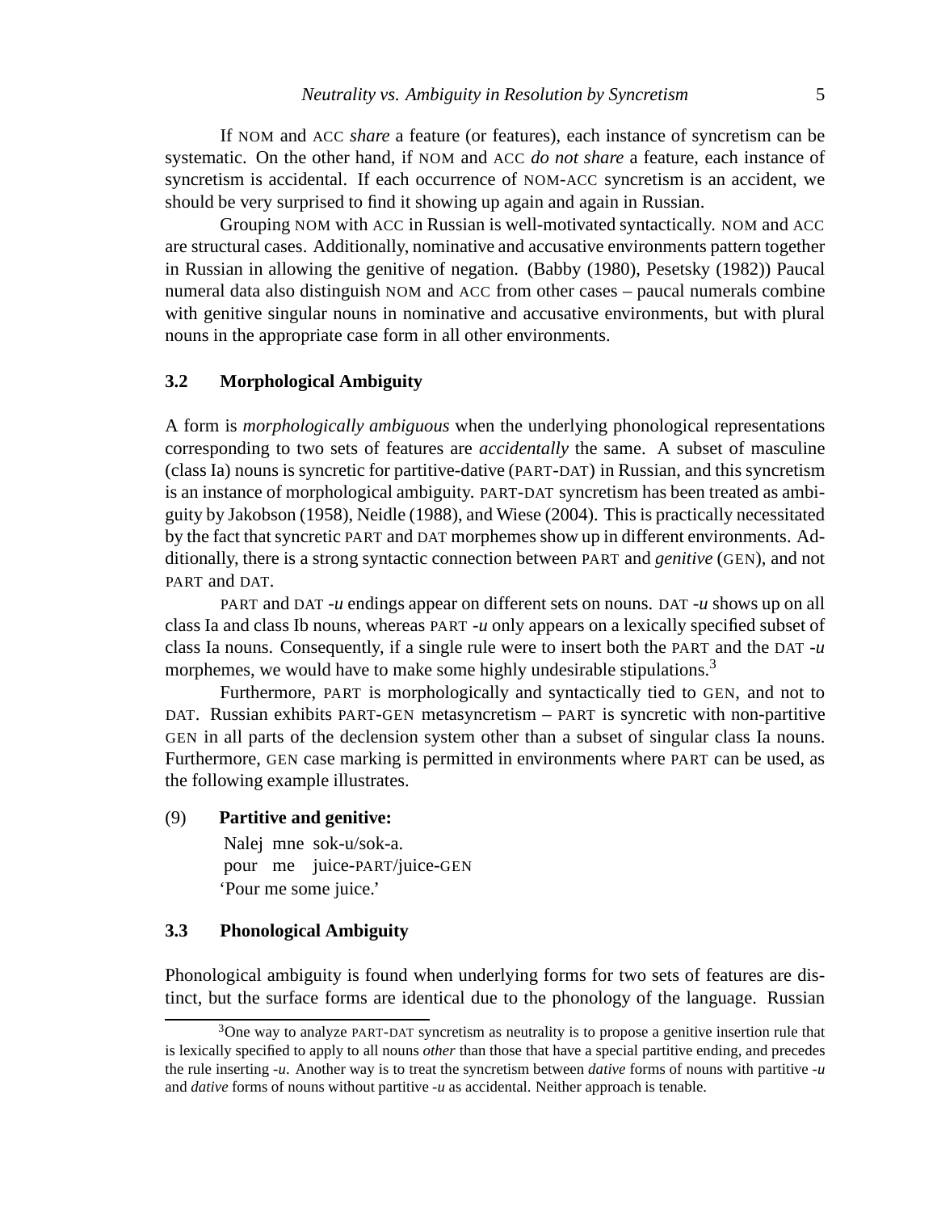If NOM and ACC *share* a feature (or features), each instance of syncretism can be systematic. On the other hand, if NOM and ACC *do not share* a feature, each instance of syncretism is accidental. If each occurrence of NOM-ACC syncretism is an accident, we should be very surprised to find it showing up again and again in Russian.

Grouping NOM with ACC in Russian is well-motivated syntactically. NOM and ACC are structural cases. Additionally, nominative and accusative environments pattern together in Russian in allowing the genitive of negation. (Babby (1980), Pesetsky (1982)) Paucal numeral data also distinguish NOM and ACC from other cases – paucal numerals combine with genitive singular nouns in nominative and accusative environments, but with plural nouns in the appropriate case form in all other environments.

### 3.2 Morphological Ambiguity

A form is *morphologically ambiguous* when the underlying phonological representations corresponding to two sets of features are *accidentally* the same. A subset of masculine (class Ia) nouns is syncretic for partitive-dative (PART-DAT) in Russian, and this syncretism is an instance of morphological ambiguity. PART-DAT syncretism has been treated as ambiguity by Jakobson (1958), Neidle (1988), and Wiese (2004). This is practically necessitated by the fact that syncretic PART and DAT morphemes show up in different environments. Additionally, there is a strong syntactic connection between PART and *genitive* (GEN), and not PART and DAT.

PART and DAT *-u* endings appear on different sets on nouns. DAT *-u* shows up on all class Ia and class Ib nouns, whereas PART *-u* only appears on a lexically specified subset of class Ia nouns. Consequently, if a single rule were to insert both the PART and the DAT *-u* morphemes, we would have to make some highly undesirable stipulations.[3]

Furthermore, PART is morphologically and syntactically tied to GEN, and not to DAT. Russian exhibits PART-GEN metasyncretism – PART is syncretic with non-partitive GEN in all parts of the declension system other than a subset of singular class Ia nouns. Furthermore, GEN case marking is permitted in environments where PART can be used, as the following example illustrates.

(9) **Partitive and genitive:**

Nalej mne sok-u/sok-a.
pour me juice-PART/juice-GEN
'Pour me some juice.'

### 3.3 Phonological Ambiguity

Phonological ambiguity is found when underlying forms for two sets of features are distinct, but the surface forms are identical due to the phonology of the language. Russian

[3] One way to analyze PART-DAT syncretism as neutrality is to propose a genitive insertion rule that is lexically specified to apply to all nouns *other* than those that have a special partitive ending, and precedes the rule inserting *-u*. Another way is to treat the syncretism between *dative* forms of nouns with partitive *-u* and *dative* forms of nouns without partitive *-u* as accidental. Neither approach is tenable.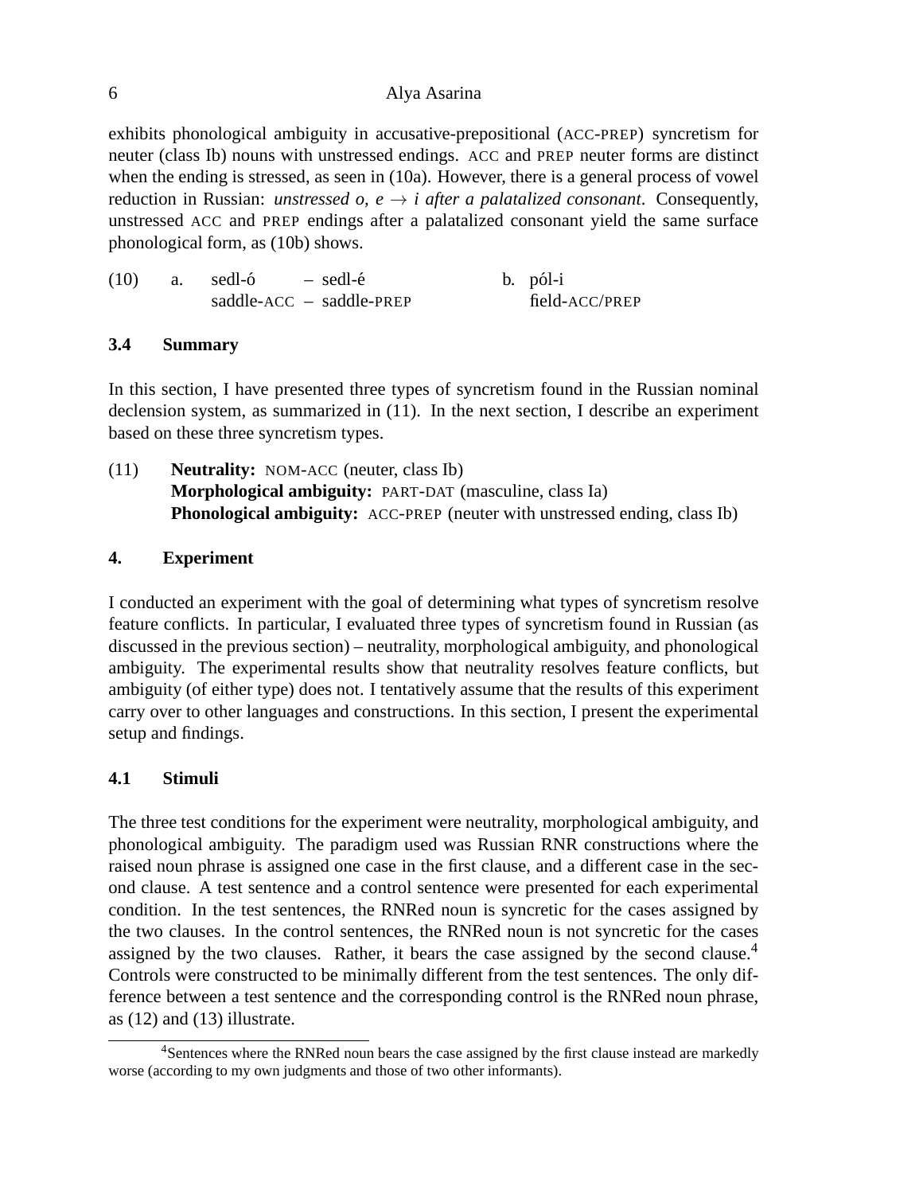exhibits phonological ambiguity in accusative-prepositional (ACC-PREP) syncretism for neuter (class Ib) nouns with unstressed endings. ACC and PREP neuter forms are distinct when the ending is stressed, as seen in (10a). However, there is a general process of vowel reduction in Russian: *unstressed o, e → i after a palatalized consonant*. Consequently, unstressed ACC and PREP endings after a palatalized consonant yield the same surface phonological form, as (10b) shows.

(10) a. sedl-ó – sedl-é
saddle-ACC – saddle-PREP

b. pól-i
field-ACC/PREP

### 3.4 Summary

In this section, I have presented three types of syncretism found in the Russian nominal declension system, as summarized in (11). In the next section, I describe an experiment based on these three syncretism types.

(11) **Neutrality:** NOM-ACC (neuter, class Ib)
**Morphological ambiguity:** PART-DAT (masculine, class Ia)
**Phonological ambiguity:** ACC-PREP (neuter with unstressed ending, class Ib)

## 4. Experiment

I conducted an experiment with the goal of determining what types of syncretism resolve feature conflicts. In particular, I evaluated three types of syncretism found in Russian (as discussed in the previous section) – neutrality, morphological ambiguity, and phonological ambiguity. The experimental results show that neutrality resolves feature conflicts, but ambiguity (of either type) does not. I tentatively assume that the results of this experiment carry over to other languages and constructions. In this section, I present the experimental setup and findings.

### 4.1 Stimuli

The three test conditions for the experiment were neutrality, morphological ambiguity, and phonological ambiguity. The paradigm used was Russian RNR constructions where the raised noun phrase is assigned one case in the first clause, and a different case in the second clause. A test sentence and a control sentence were presented for each experimental condition. In the test sentences, the RNRed noun is syncretic for the cases assigned by the two clauses. In the control sentences, the RNRed noun is not syncretic for the cases assigned by the two clauses. Rather, it bears the case assigned by the second clause.[4] Controls were constructed to be minimally different from the test sentences. The only difference between a test sentence and the corresponding control is the RNRed noun phrase, as (12) and (13) illustrate.

[4] Sentences where the RNRed noun bears the case assigned by the first clause instead are markedly worse (according to my own judgments and those of two other informants).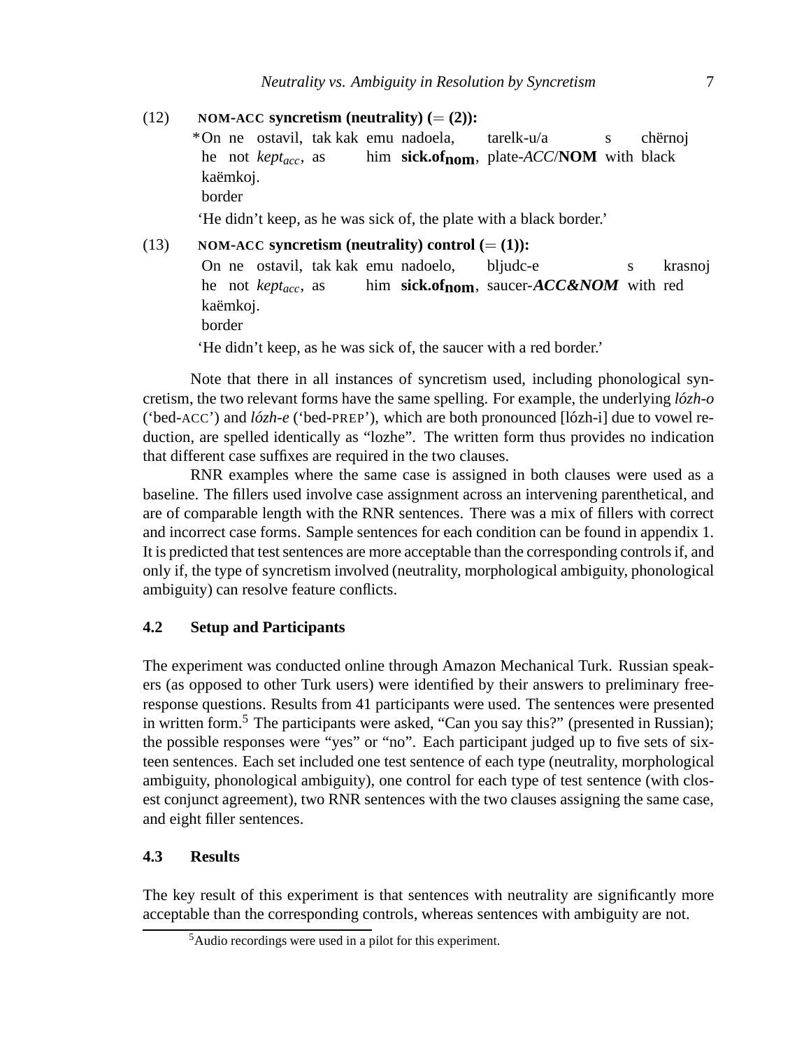(12) **NOM-ACC syncretism (neutrality) (= (2)):**

*On ne ostavil, tak kak emu nadoela, tarelk-u/a s chërnoj kaëmkoj.
he not *kept$_{acc}$*, as him **sick.of$_{nom}$**, plate-*ACC*/**NOM** with black border

'He didn't keep, as he was sick of, the plate with a black border.'

(13) **NOM-ACC syncretism (neutrality) control (= (1)):**

On ne ostavil, tak kak emu nadoelo, bljudc-e s krasnoj kaëmkoj.
he not *kept$_{acc}$*, as him **sick.of$_{nom}$**, saucer-***ACC&NOM*** with red border

'He didn't keep, as he was sick of, the saucer with a red border.'

Note that there in all instances of syncretism used, including phonological syncretism, the two relevant forms have the same spelling. For example, the underlying *lózh-o* ('bed-ACC') and *lózh-e* ('bed-PREP'), which are both pronounced [lózh-i] due to vowel reduction, are spelled identically as "lozhe". The written form thus provides no indication that different case suffixes are required in the two clauses.

RNR examples where the same case is assigned in both clauses were used as a baseline. The fillers used involve case assignment across an intervening parenthetical, and are of comparable length with the RNR sentences. There was a mix of fillers with correct and incorrect case forms. Sample sentences for each condition can be found in appendix 1. It is predicted that test sentences are more acceptable than the corresponding controls if, and only if, the type of syncretism involved (neutrality, morphological ambiguity, phonological ambiguity) can resolve feature conflicts.

## 4.2 Setup and Participants

The experiment was conducted online through Amazon Mechanical Turk. Russian speakers (as opposed to other Turk users) were identified by their answers to preliminary free-response questions. Results from 41 participants were used. The sentences were presented in written form.[5] The participants were asked, "Can you say this?" (presented in Russian); the possible responses were "yes" or "no". Each participant judged up to five sets of sixteen sentences. Each set included one test sentence of each type (neutrality, morphological ambiguity, phonological ambiguity), one control for each type of test sentence (with closest conjunct agreement), two RNR sentences with the two clauses assigning the same case, and eight filler sentences.

## 4.3 Results

The key result of this experiment is that sentences with neutrality are significantly more acceptable than the corresponding controls, whereas sentences with ambiguity are not.

[5] Audio recordings were used in a pilot for this experiment.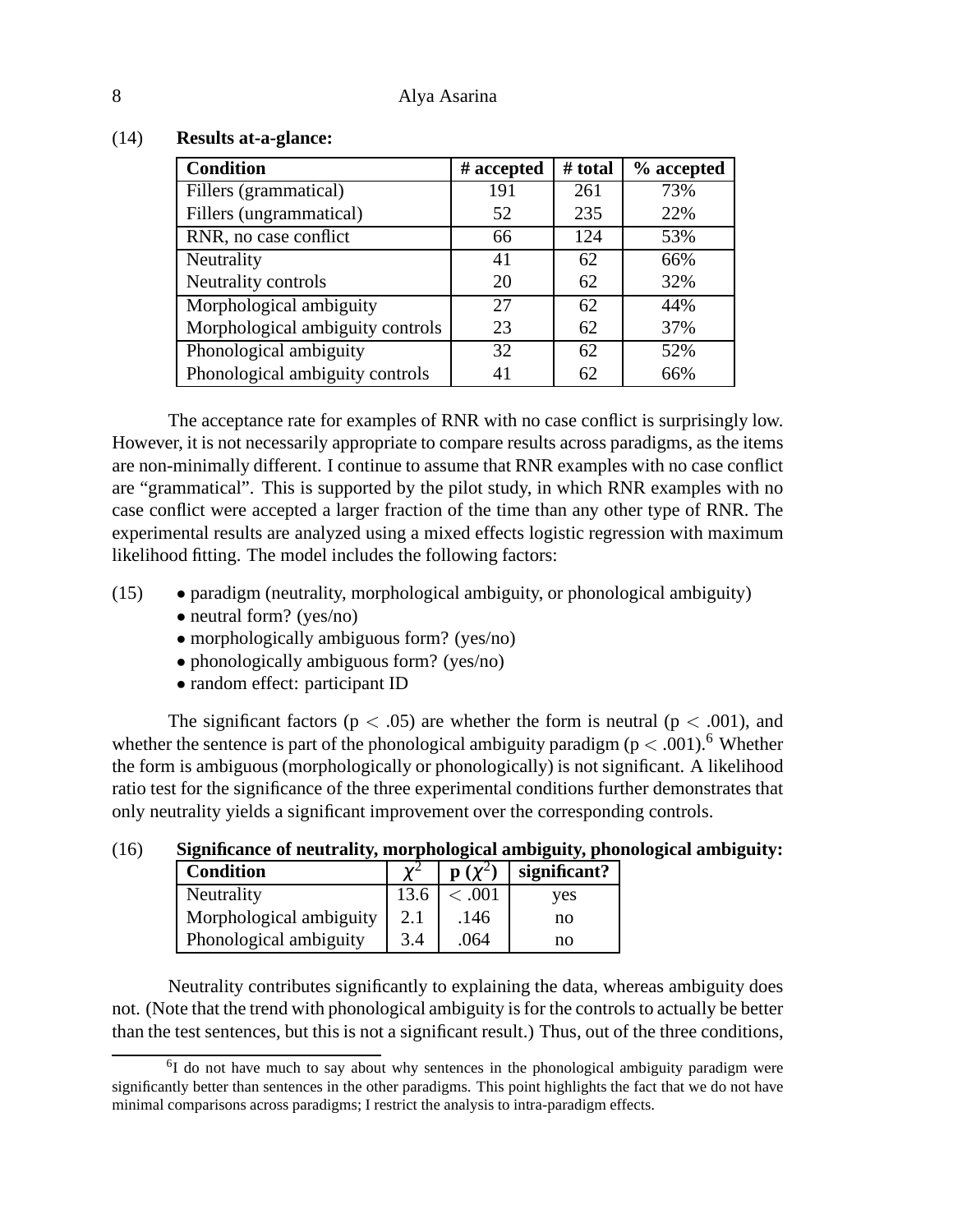(14) **Results at-a-glance:**

| Condition | # accepted | # total | % accepted |
|---|---|---|---|
| Fillers (grammatical) | 191 | 261 | 73% |
| Fillers (ungrammatical) | 52 | 235 | 22% |
| RNR, no case conflict | 66 | 124 | 53% |
| Neutrality | 41 | 62 | 66% |
| Neutrality controls | 20 | 62 | 32% |
| Morphological ambiguity | 27 | 62 | 44% |
| Morphological ambiguity controls | 23 | 62 | 37% |
| Phonological ambiguity | 32 | 62 | 52% |
| Phonological ambiguity controls | 41 | 62 | 66% |

The acceptance rate for examples of RNR with no case conflict is surprisingly low. However, it is not necessarily appropriate to compare results across paradigms, as the items are non-minimally different. I continue to assume that RNR examples with no case conflict are "grammatical". This is supported by the pilot study, in which RNR examples with no case conflict were accepted a larger fraction of the time than any other type of RNR. The experimental results are analyzed using a mixed effects logistic regression with maximum likelihood fitting. The model includes the following factors:

(15)
- paradigm (neutrality, morphological ambiguity, or phonological ambiguity)
- neutral form? (yes/no)
- morphologically ambiguous form? (yes/no)
- phonologically ambiguous form? (yes/no)
- random effect: participant ID

The significant factors ($p < .05$) are whether the form is neutral ($p < .001$), and whether the sentence is part of the phonological ambiguity paradigm ($p < .001$).[6] Whether the form is ambiguous (morphologically or phonologically) is not significant. A likelihood ratio test for the significance of the three experimental conditions further demonstrates that only neutrality yields a significant improvement over the corresponding controls.

(16) **Significance of neutrality, morphological ambiguity, phonological ambiguity:**

| Condition | $\chi^2$ | p ($\chi^2$) | significant? |
|---|---|---|---|
| Neutrality | 13.6 | $< .001$ | yes |
| Morphological ambiguity | 2.1 | .146 | no |
| Phonological ambiguity | 3.4 | .064 | no |

Neutrality contributes significantly to explaining the data, whereas ambiguity does not. (Note that the trend with phonological ambiguity is for the controls to actually be better than the test sentences, but this is not a significant result.) Thus, out of the three conditions,

[6] I do not have much to say about why sentences in the phonological ambiguity paradigm were significantly better than sentences in the other paradigms. This point highlights the fact that we do not have minimal comparisons across paradigms; I restrict the analysis to intra-paradigm effects.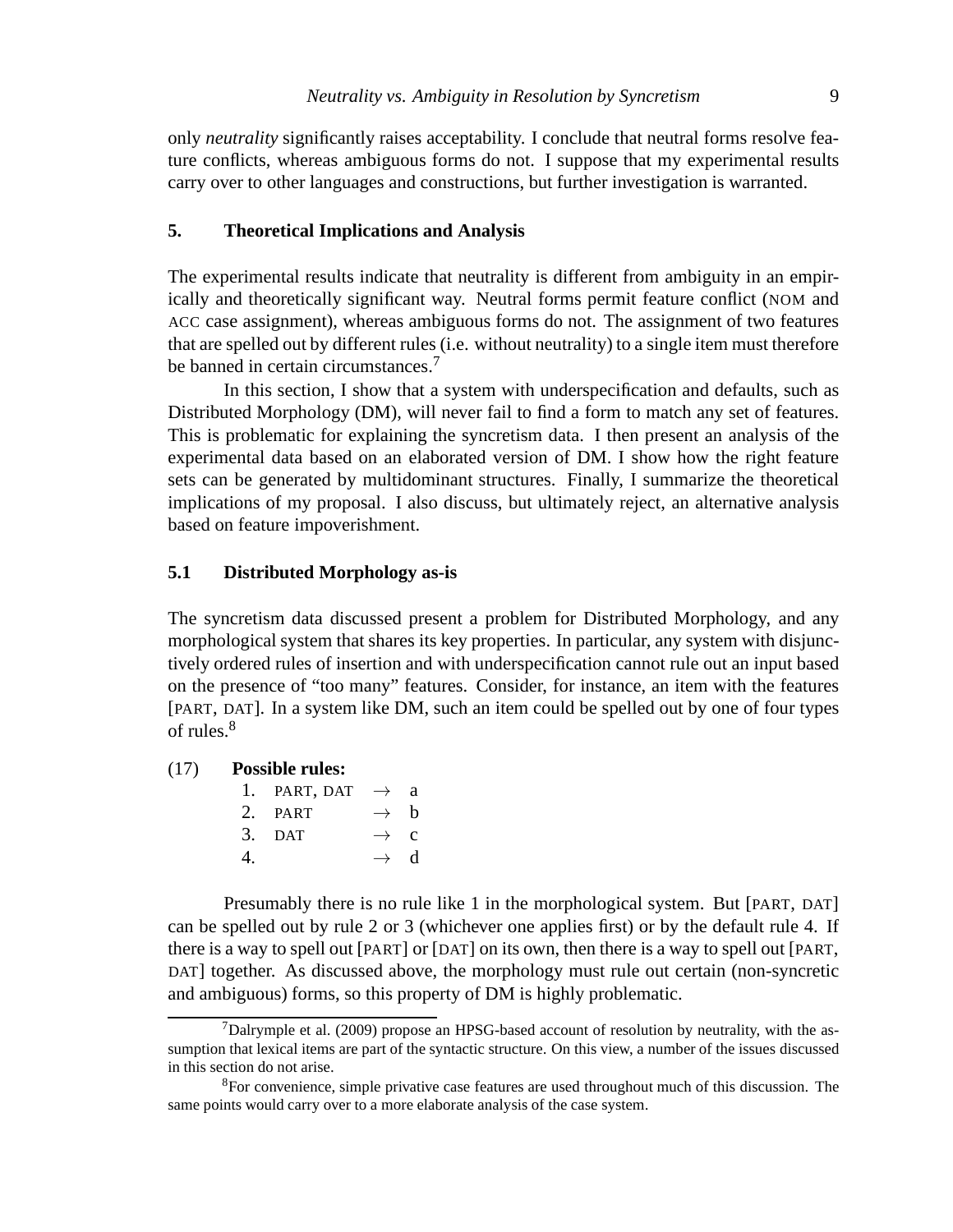only *neutrality* significantly raises acceptability. I conclude that neutral forms resolve feature conflicts, whereas ambiguous forms do not. I suppose that my experimental results carry over to other languages and constructions, but further investigation is warranted.

## 5. Theoretical Implications and Analysis

The experimental results indicate that neutrality is different from ambiguity in an empirically and theoretically significant way. Neutral forms permit feature conflict (NOM and ACC case assignment), whereas ambiguous forms do not. The assignment of two features that are spelled out by different rules (i.e. without neutrality) to a single item must therefore be banned in certain circumstances.[7]

In this section, I show that a system with underspecification and defaults, such as Distributed Morphology (DM), will never fail to find a form to match any set of features. This is problematic for explaining the syncretism data. I then present an analysis of the experimental data based on an elaborated version of DM. I show how the right feature sets can be generated by multidominant structures. Finally, I summarize the theoretical implications of my proposal. I also discuss, but ultimately reject, an alternative analysis based on feature impoverishment.

### 5.1 Distributed Morphology as-is

The syncretism data discussed present a problem for Distributed Morphology, and any morphological system that shares its key properties. In particular, any system with disjunctively ordered rules of insertion and with underspecification cannot rule out an input based on the presence of "too many" features. Consider, for instance, an item with the features [PART, DAT]. In a system like DM, such an item could be spelled out by one of four types of rules.[8]

(17) **Possible rules:**

1. PART, DAT $\rightarrow$ a
2. PART $\rightarrow$ b
3. DAT $\rightarrow$ c
4. $\rightarrow$ d

Presumably there is no rule like 1 in the morphological system. But [PART, DAT] can be spelled out by rule 2 or 3 (whichever one applies first) or by the default rule 4. If there is a way to spell out [PART] or [DAT] on its own, then there is a way to spell out [PART, DAT] together. As discussed above, the morphology must rule out certain (non-syncretic and ambiguous) forms, so this property of DM is highly problematic.

---

[7] Dalrymple et al. (2009) propose an HPSG-based account of resolution by neutrality, with the assumption that lexical items are part of the syntactic structure. On this view, a number of the issues discussed in this section do not arise.

[8] For convenience, simple privative case features are used throughout much of this discussion. The same points would carry over to a more elaborate analysis of the case system.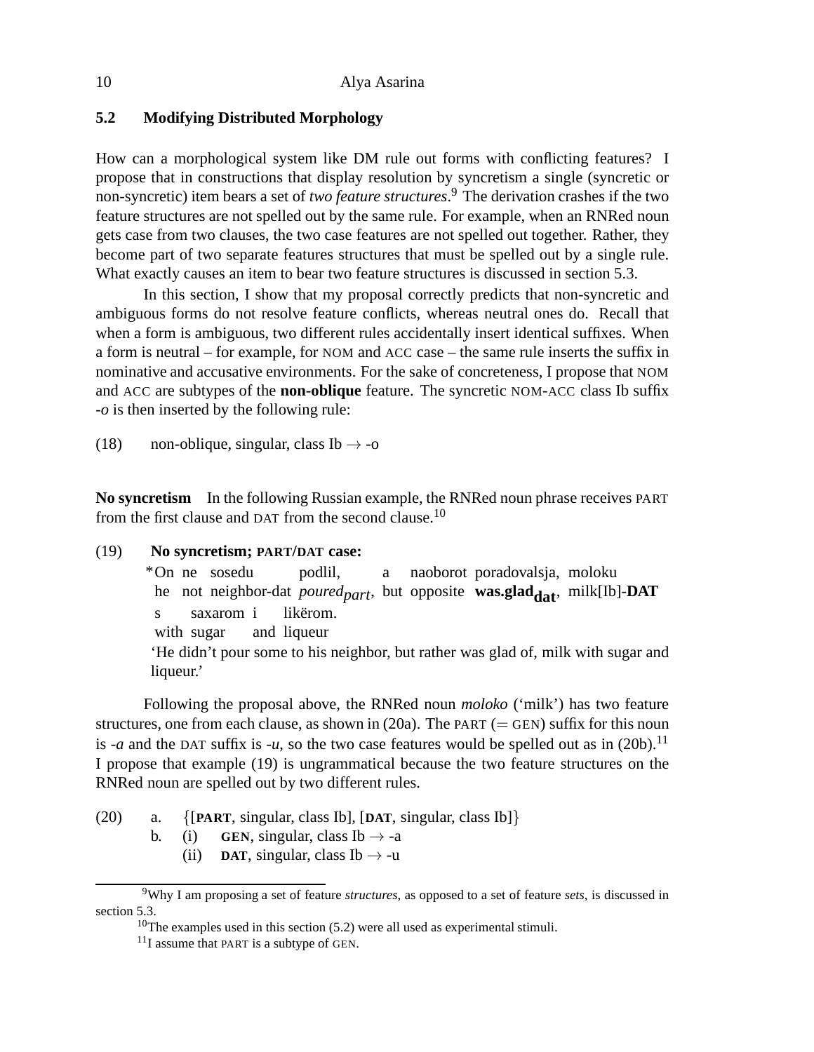## 5.2 Modifying Distributed Morphology

How can a morphological system like DM rule out forms with conflicting features? I propose that in constructions that display resolution by syncretism a single (syncretic or non-syncretic) item bears a set of *two feature structures*.[9] The derivation crashes if the two feature structures are not spelled out by the same rule. For example, when an RNRed noun gets case from two clauses, the two case features are not spelled out together. Rather, they become part of two separate features structures that must be spelled out by a single rule. What exactly causes an item to bear two feature structures is discussed in section 5.3.

In this section, I show that my proposal correctly predicts that non-syncretic and ambiguous forms do not resolve feature conflicts, whereas neutral ones do. Recall that when a form is ambiguous, two different rules accidentally insert identical suffixes. When a form is neutral – for example, for NOM and ACC case – the same rule inserts the suffix in nominative and accusative environments. For the sake of concreteness, I propose that NOM and ACC are subtypes of the **non-oblique** feature. The syncretic NOM-ACC class Ib suffix *-o* is then inserted by the following rule:

(18) non-oblique, singular, class Ib → -o

**No syncretism** In the following Russian example, the RNRed noun phrase receives PART from the first clause and DAT from the second clause.[10]

(19) **No syncretism; PART/DAT case:**

*On ne sosedu podlil, a naoborot poradovalsja, moloku
he not neighbor-dat *poured*$_{part}$, but opposite **was.glad**$_{\mathbf{dat}}$, milk[Ib]-**DAT**
s saxarom i likërom.
with sugar and liqueur
'He didn't pour some to his neighbor, but rather was glad of, milk with sugar and liqueur.'

Following the proposal above, the RNRed noun *moloko* ('milk') has two feature structures, one from each clause, as shown in (20a). The PART (= GEN) suffix for this noun is *-a* and the DAT suffix is *-u*, so the two case features would be spelled out as in (20b).[11] I propose that example (19) is ungrammatical because the two feature structures on the RNRed noun are spelled out by two different rules.

(20) a. {[**PART**, singular, class Ib], [**DAT**, singular, class Ib]}
b. (i) **GEN**, singular, class Ib → -a
(ii) **DAT**, singular, class Ib → -u

---

[9] Why I am proposing a set of feature *structures*, as opposed to a set of feature *sets*, is discussed in section 5.3.

[10] The examples used in this section (5.2) were all used as experimental stimuli.

[11] I assume that PART is a subtype of GEN.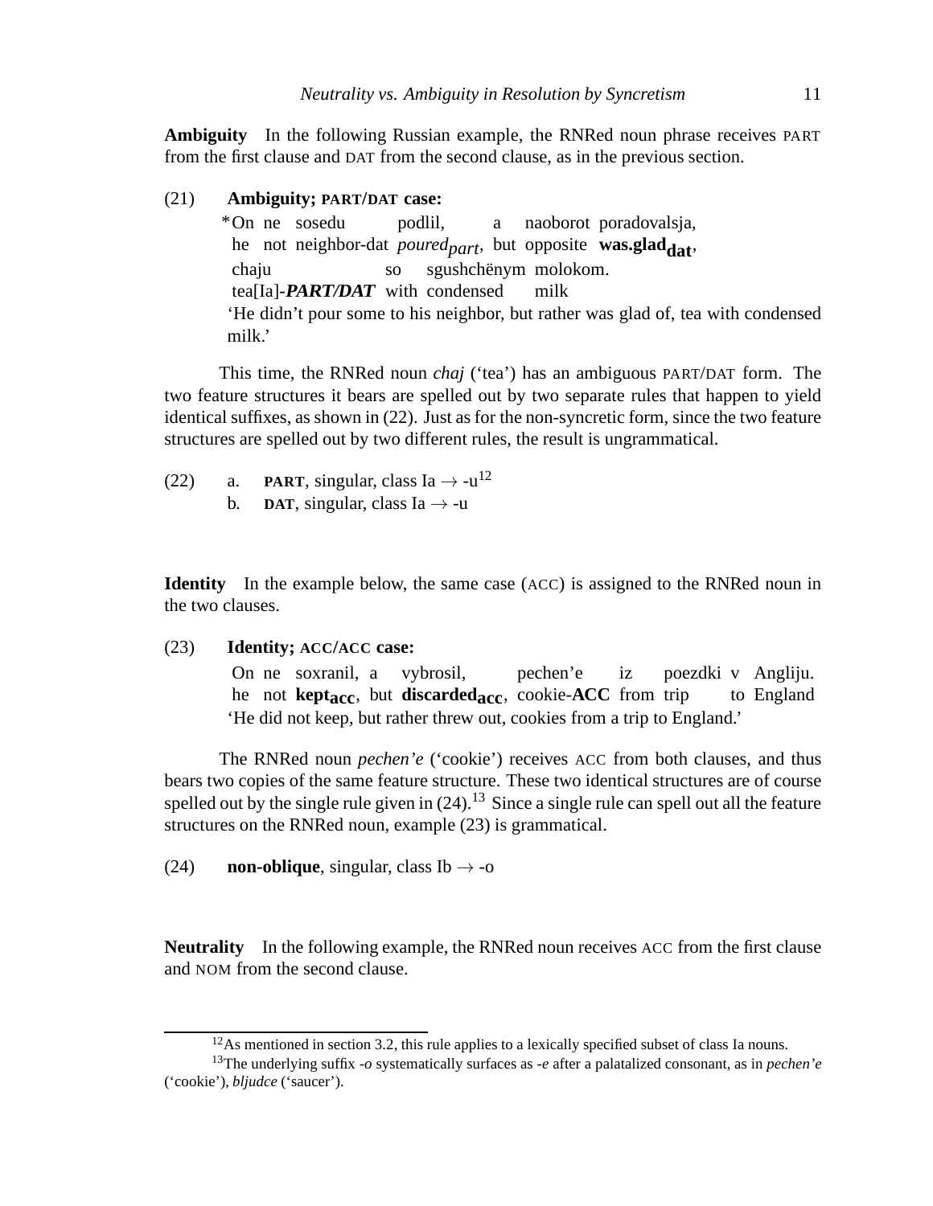**Ambiguity** In the following Russian example, the RNRed noun phrase receives PART from the first clause and DAT from the second clause, as in the previous section.

(21) **Ambiguity; PART/DAT case:**

*On ne sosedu podlil, a naoborot poradovalsja, chaju so sgushchёnym molokom.
he not neighbor-dat *poured*$_{part}$, but opposite **was.glad**$_{\mathbf{dat}}$, tea[Ia]-***PART/DAT*** with condensed milk
'He didn't pour some to his neighbor, but rather was glad of, tea with condensed milk.'

This time, the RNRed noun *chaj* ('tea') has an ambiguous PART/DAT form. The two feature structures it bears are spelled out by two separate rules that happen to yield identical suffixes, as shown in (22). Just as for the non-syncretic form, since the two feature structures are spelled out by two different rules, the result is ungrammatical.

(22) a. **PART**, singular, class Ia → -u[12]
b. **DAT**, singular, class Ia → -u

**Identity** In the example below, the same case (ACC) is assigned to the RNRed noun in the two clauses.

(23) **Identity; ACC/ACC case:**

On ne soxranil, a vybrosil, pechen'e iz poezdki v Angliju.
he not **kept**$_{\mathbf{acc}}$, but **discarded**$_{\mathbf{acc}}$, cookie-**ACC** from trip to England
'He did not keep, but rather threw out, cookies from a trip to England.'

The RNRed noun *pechen'e* ('cookie') receives ACC from both clauses, and thus bears two copies of the same feature structure. These two identical structures are of course spelled out by the single rule given in (24).[13] Since a single rule can spell out all the feature structures on the RNRed noun, example (23) is grammatical.

(24) **non-oblique**, singular, class Ib → -o

**Neutrality** In the following example, the RNRed noun receives ACC from the first clause and NOM from the second clause.

---

[12] As mentioned in section 3.2, this rule applies to a lexically specified subset of class Ia nouns.

[13] The underlying suffix *-o* systematically surfaces as *-e* after a palatalized consonant, as in *pechen'e* ('cookie'), *bljudce* ('saucer').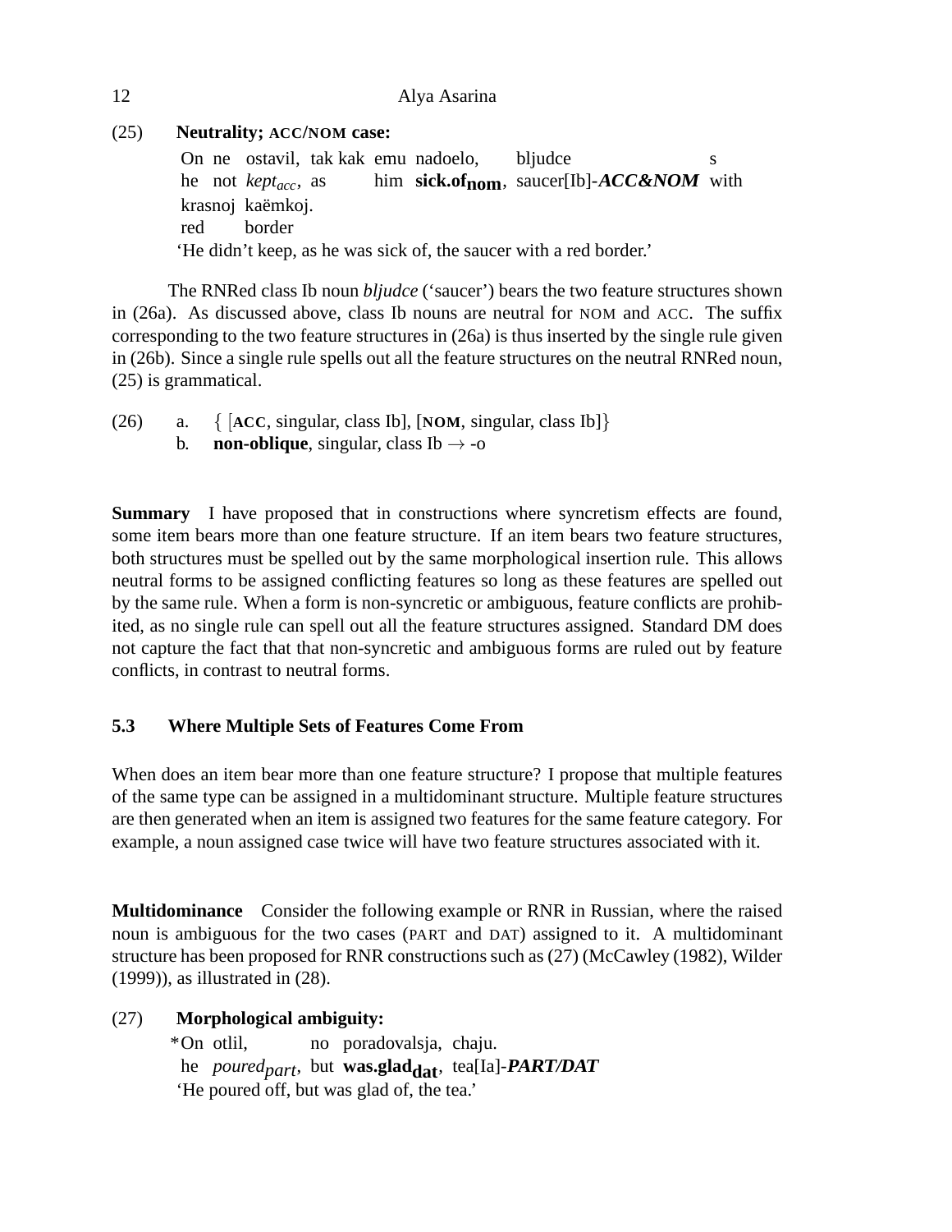(25) **Neutrality; ACC/NOM case:**

On ne ostavil, tak kak emu nadoelo, bljudce s
he not *kept*$_{acc}$, as him **sick.of**$_{\textbf{nom}}$, saucer[Ib]-***ACC&NOM*** with
krasnoj kaëmkoj.
red border
'He didn't keep, as he was sick of, the saucer with a red border.'

The RNRed class Ib noun *bljudce* ('saucer') bears the two feature structures shown in (26a). As discussed above, class Ib nouns are neutral for NOM and ACC. The suffix corresponding to the two feature structures in (26a) is thus inserted by the single rule given in (26b). Since a single rule spells out all the feature structures on the neutral RNRed noun, (25) is grammatical.

(26) a. { [**ACC**, singular, class Ib], [**NOM**, singular, class Ib]}
b. **non-oblique**, singular, class Ib → -o

**Summary** I have proposed that in constructions where syncretism effects are found, some item bears more than one feature structure. If an item bears two feature structures, both structures must be spelled out by the same morphological insertion rule. This allows neutral forms to be assigned conflicting features so long as these features are spelled out by the same rule. When a form is non-syncretic or ambiguous, feature conflicts are prohibited, as no single rule can spell out all the feature structures assigned. Standard DM does not capture the fact that that non-syncretic and ambiguous forms are ruled out by feature conflicts, in contrast to neutral forms.

### 5.3 Where Multiple Sets of Features Come From

When does an item bear more than one feature structure? I propose that multiple features of the same type can be assigned in a multidominant structure. Multiple feature structures are then generated when an item is assigned two features for the same feature category. For example, a noun assigned case twice will have two feature structures associated with it.

**Multidominance** Consider the following example or RNR in Russian, where the raised noun is ambiguous for the two cases (PART and DAT) assigned to it. A multidominant structure has been proposed for RNR constructions such as (27) (McCawley (1982), Wilder (1999)), as illustrated in (28).

(27) **Morphological ambiguity:**

*On otlil, no poradovalsja, chaju.
he *poured*$_{part}$, but **was.glad**$_{\textbf{dat}}$, tea[Ia]-***PART/DAT***
'He poured off, but was glad of, the tea.'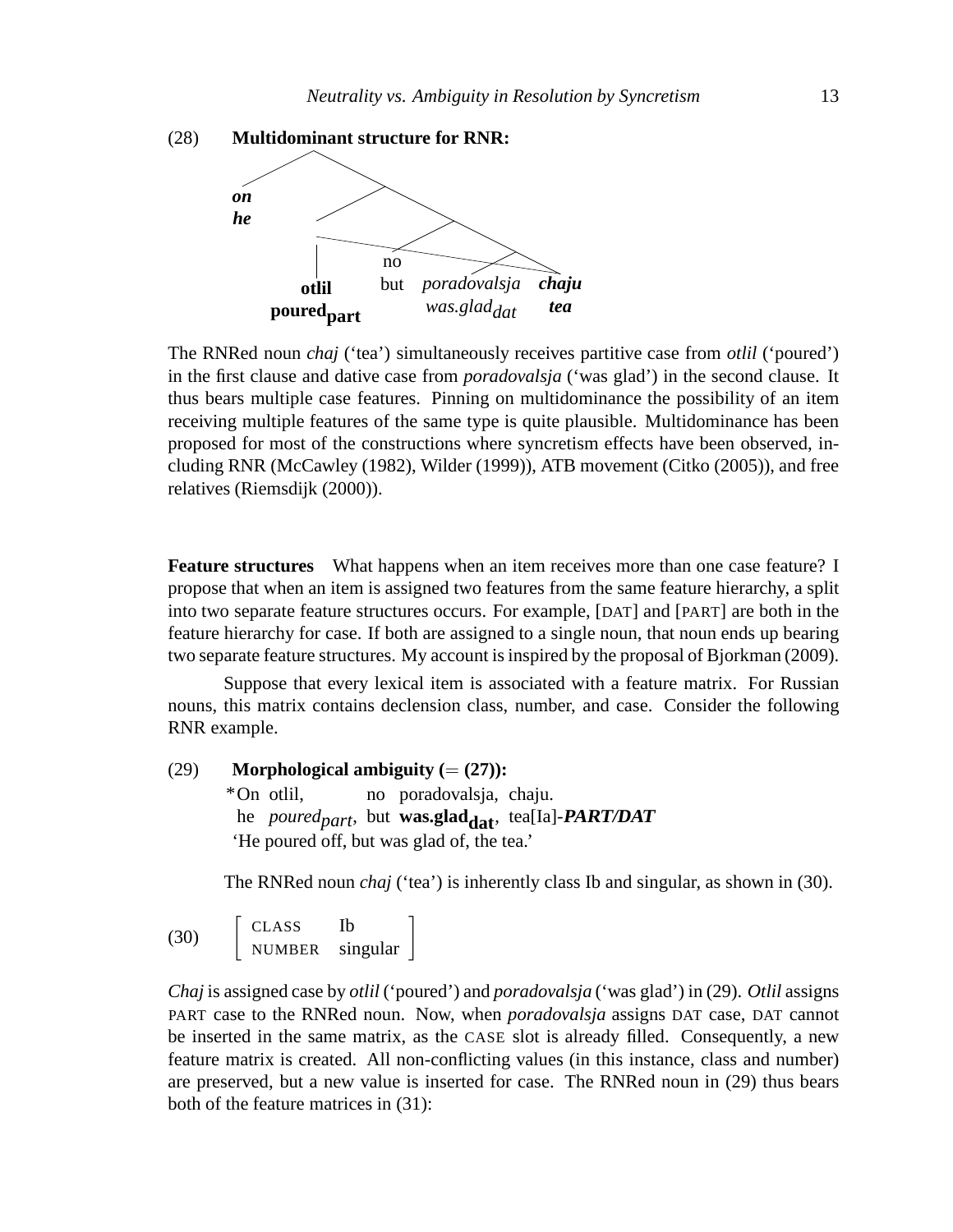(28) **Multidominant structure for RNR:**

```
        ___________
       /           \
    on              \
    he          _____\
               /      \
           ___/___     \
          |       \ ____\______
          |    no  \     \     \
        otlil  but  poradovalsja  chaju
      poured_part   was.glad_dat   tea
```

The RNRed noun *chaj* ('tea') simultaneously receives partitive case from *otlil* ('poured') in the first clause and dative case from *poradovalsja* ('was glad') in the second clause. It thus bears multiple case features. Pinning on multidominance the possibility of an item receiving multiple features of the same type is quite plausible. Multidominance has been proposed for most of the constructions where syncretism effects have been observed, including RNR (McCawley (1982), Wilder (1999)), ATB movement (Citko (2005)), and free relatives (Riemsdijk (2000)).

**Feature structures** What happens when an item receives more than one case feature? I propose that when an item is assigned two features from the same feature hierarchy, a split into two separate feature structures occurs. For example, [DAT] and [PART] are both in the feature hierarchy for case. If both are assigned to a single noun, that noun ends up bearing two separate feature structures. My account is inspired by the proposal of Bjorkman (2009).

Suppose that every lexical item is associated with a feature matrix. For Russian nouns, this matrix contains declension class, number, and case. Consider the following RNR example.

(29) **Morphological ambiguity (= (27)):**

*On otlil, no poradovalsja, chaju.
he *poured$_{part}$*, but **was.glad$_{\mathbf{dat}}$**, tea[Ia]-***PART/DAT***
'He poured off, but was glad of, the tea.'

The RNRed noun *chaj* ('tea') is inherently class Ib and singular, as shown in (30).

(30) $\begin{bmatrix} \text{CLASS} & \text{Ib} \\ \text{NUMBER} & \text{singular} \end{bmatrix}$

*Chaj* is assigned case by *otlil* ('poured') and *poradovalsja* ('was glad') in (29). *Otlil* assigns PART case to the RNRed noun. Now, when *poradovalsja* assigns DAT case, DAT cannot be inserted in the same matrix, as the CASE slot is already filled. Consequently, a new feature matrix is created. All non-conflicting values (in this instance, class and number) are preserved, but a new value is inserted for case. The RNRed noun in (29) thus bears both of the feature matrices in (31):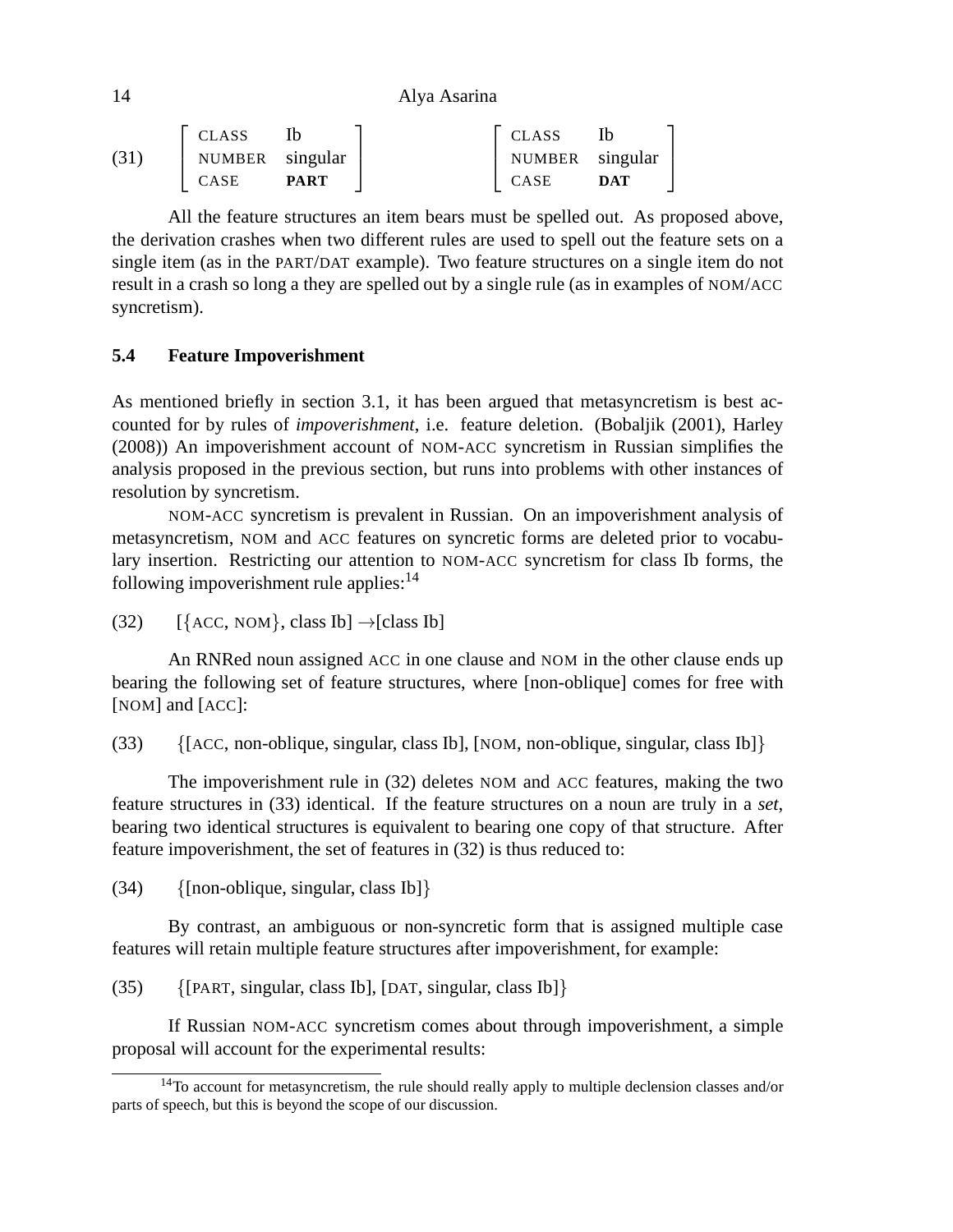(31)

| CLASS | Ib |
|---|---|
| NUMBER | singular |
| CASE | **PART** |

| CLASS | Ib |
|---|---|
| NUMBER | singular |
| CASE | **DAT** |

All the feature structures an item bears must be spelled out. As proposed above, the derivation crashes when two different rules are used to spell out the feature sets on a single item (as in the PART/DAT example). Two feature structures on a single item do not result in a crash so long a they are spelled out by a single rule (as in examples of NOM/ACC syncretism).

### 5.4 Feature Impoverishment

As mentioned briefly in section 3.1, it has been argued that metasyncretism is best accounted for by rules of *impoverishment*, i.e. feature deletion. (Bobaljik (2001), Harley (2008)) An impoverishment account of NOM-ACC syncretism in Russian simplifies the analysis proposed in the previous section, but runs into problems with other instances of resolution by syncretism.

NOM-ACC syncretism is prevalent in Russian. On an impoverishment analysis of metasyncretism, NOM and ACC features on syncretic forms are deleted prior to vocabulary insertion. Restricting our attention to NOM-ACC syncretism for class Ib forms, the following impoverishment rule applies:[14]

(32) [{ACC, NOM}, class Ib] →[class Ib]

An RNRed noun assigned ACC in one clause and NOM in the other clause ends up bearing the following set of feature structures, where [non-oblique] comes for free with [NOM] and [ACC]:

(33) {[ACC, non-oblique, singular, class Ib], [NOM, non-oblique, singular, class Ib]}

The impoverishment rule in (32) deletes NOM and ACC features, making the two feature structures in (33) identical. If the feature structures on a noun are truly in a *set*, bearing two identical structures is equivalent to bearing one copy of that structure. After feature impoverishment, the set of features in (32) is thus reduced to:

(34) {[non-oblique, singular, class Ib]}

By contrast, an ambiguous or non-syncretic form that is assigned multiple case features will retain multiple feature structures after impoverishment, for example:

(35) {[PART, singular, class Ib], [DAT, singular, class Ib]}

If Russian NOM-ACC syncretism comes about through impoverishment, a simple proposal will account for the experimental results:

[14] To account for metasyncretism, the rule should really apply to multiple declension classes and/or parts of speech, but this is beyond the scope of our discussion.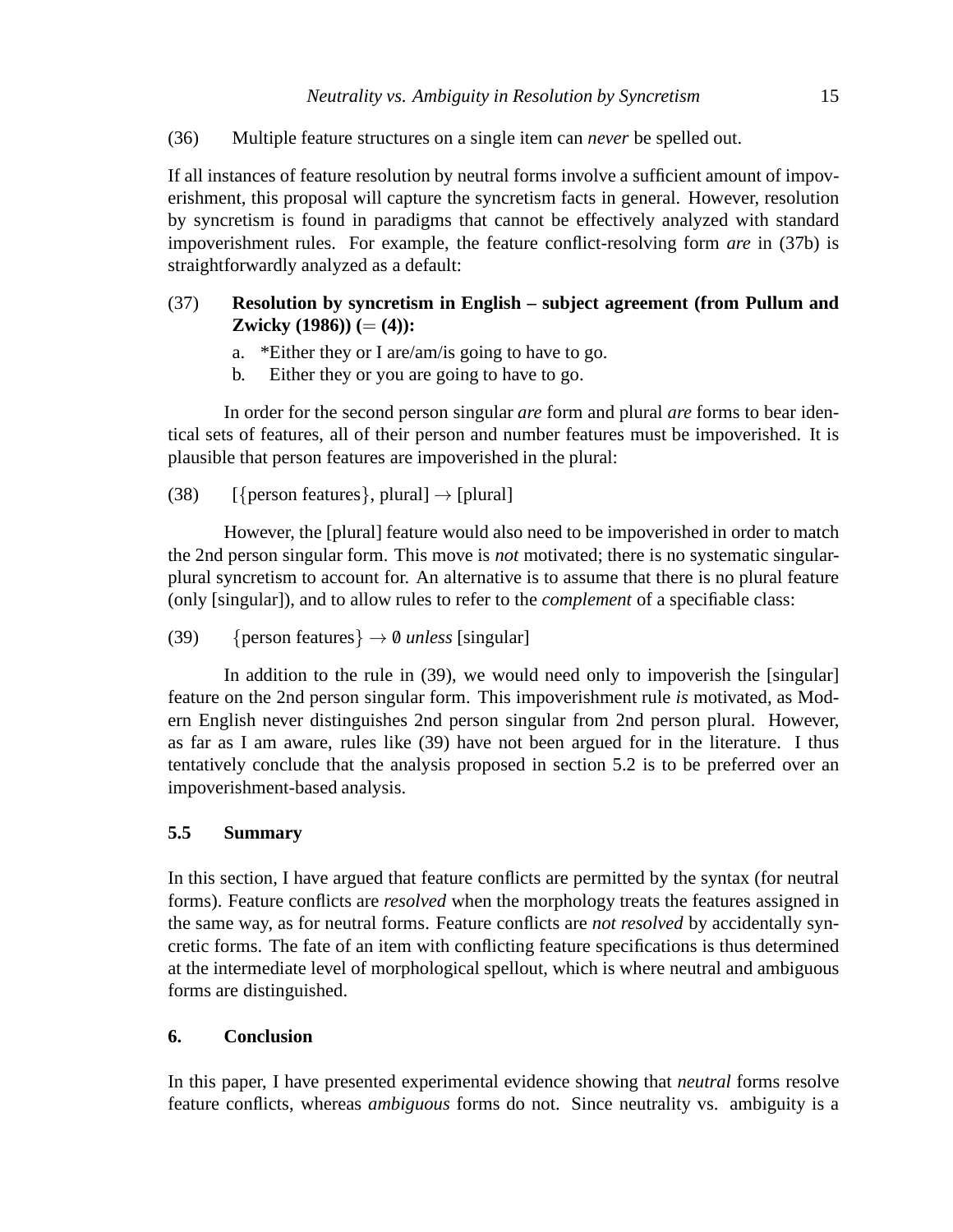(36) Multiple feature structures on a single item can *never* be spelled out.

If all instances of feature resolution by neutral forms involve a sufficient amount of impoverishment, this proposal will capture the syncretism facts in general. However, resolution by syncretism is found in paradigms that cannot be effectively analyzed with standard impoverishment rules. For example, the feature conflict-resolving form *are* in (37b) is straightforwardly analyzed as a default:

(37) **Resolution by syncretism in English – subject agreement (from Pullum and Zwicky (1986)) (= (4)):**

a. *Either they or I are/am/is going to have to go.
b. Either they or you are going to have to go.

In order for the second person singular *are* form and plural *are* forms to bear identical sets of features, all of their person and number features must be impoverished. It is plausible that person features are impoverished in the plural:

(38) [{person features}, plural] $\rightarrow$ [plural]

However, the [plural] feature would also need to be impoverished in order to match the 2nd person singular form. This move is *not* motivated; there is no systematic singular-plural syncretism to account for. An alternative is to assume that there is no plural feature (only [singular]), and to allow rules to refer to the *complement* of a specifiable class:

(39) {person features} $\rightarrow \emptyset$ *unless* [singular]

In addition to the rule in (39), we would need only to impoverish the [singular] feature on the 2nd person singular form. This impoverishment rule *is* motivated, as Modern English never distinguishes 2nd person singular from 2nd person plural. However, as far as I am aware, rules like (39) have not been argued for in the literature. I thus tentatively conclude that the analysis proposed in section 5.2 is to be preferred over an impoverishment-based analysis.

### 5.5 Summary

In this section, I have argued that feature conflicts are permitted by the syntax (for neutral forms). Feature conflicts are *resolved* when the morphology treats the features assigned in the same way, as for neutral forms. Feature conflicts are *not resolved* by accidentally syncretic forms. The fate of an item with conflicting feature specifications is thus determined at the intermediate level of morphological spellout, which is where neutral and ambiguous forms are distinguished.

## 6. Conclusion

In this paper, I have presented experimental evidence showing that *neutral* forms resolve feature conflicts, whereas *ambiguous* forms do not. Since neutrality vs. ambiguity is a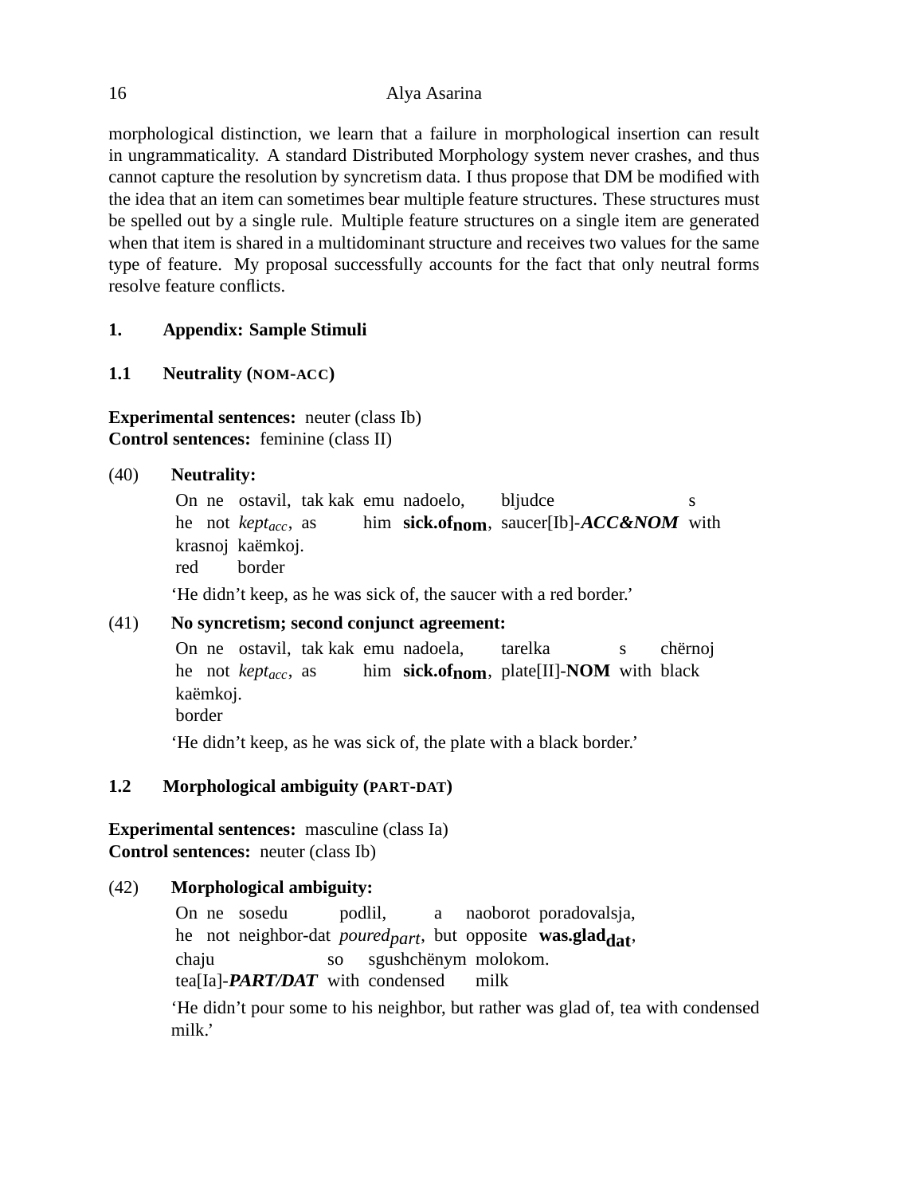morphological distinction, we learn that a failure in morphological insertion can result in ungrammaticality. A standard Distributed Morphology system never crashes, and thus cannot capture the resolution by syncretism data. I thus propose that DM be modified with the idea that an item can sometimes bear multiple feature structures. These structures must be spelled out by a single rule. Multiple feature structures on a single item are generated when that item is shared in a multidominant structure and receives two values for the same type of feature. My proposal successfully accounts for the fact that only neutral forms resolve feature conflicts.

## 1. Appendix: Sample Stimuli

### 1.1 Neutrality (NOM-ACC)

**Experimental sentences:** neuter (class Ib)
**Control sentences:** feminine (class II)

(40) **Neutrality:**

On ne ostavil, tak kak emu nadoelo, bljudce s krasnoj kaëmkoj.
he not *kept*$_{acc}$, as him **sick.of**$_{\textbf{nom}}$, saucer[Ib]-***ACC&NOM*** with red border

'He didn't keep, as he was sick of, the saucer with a red border.'

(41) **No syncretism; second conjunct agreement:**

On ne ostavil, tak kak emu nadoela, tarelka s chërnoj kaëmkoj.
he not *kept*$_{acc}$, as him **sick.of**$_{\textbf{nom}}$, plate[II]-**NOM** with black border

'He didn't keep, as he was sick of, the plate with a black border.'

### 1.2 Morphological ambiguity (PART-DAT)

**Experimental sentences:** masculine (class Ia)
**Control sentences:** neuter (class Ib)

(42) **Morphological ambiguity:**

On ne sosedu podlil, a naoborot poradovalsja, chaju so sgushchënym molokom.
he not neighbor-dat *poured*$_{part}$, but opposite **was.glad**$_{\textbf{dat}}$, tea[Ia]-***PART/DAT*** with condensed milk

'He didn't pour some to his neighbor, but rather was glad of, tea with condensed milk.'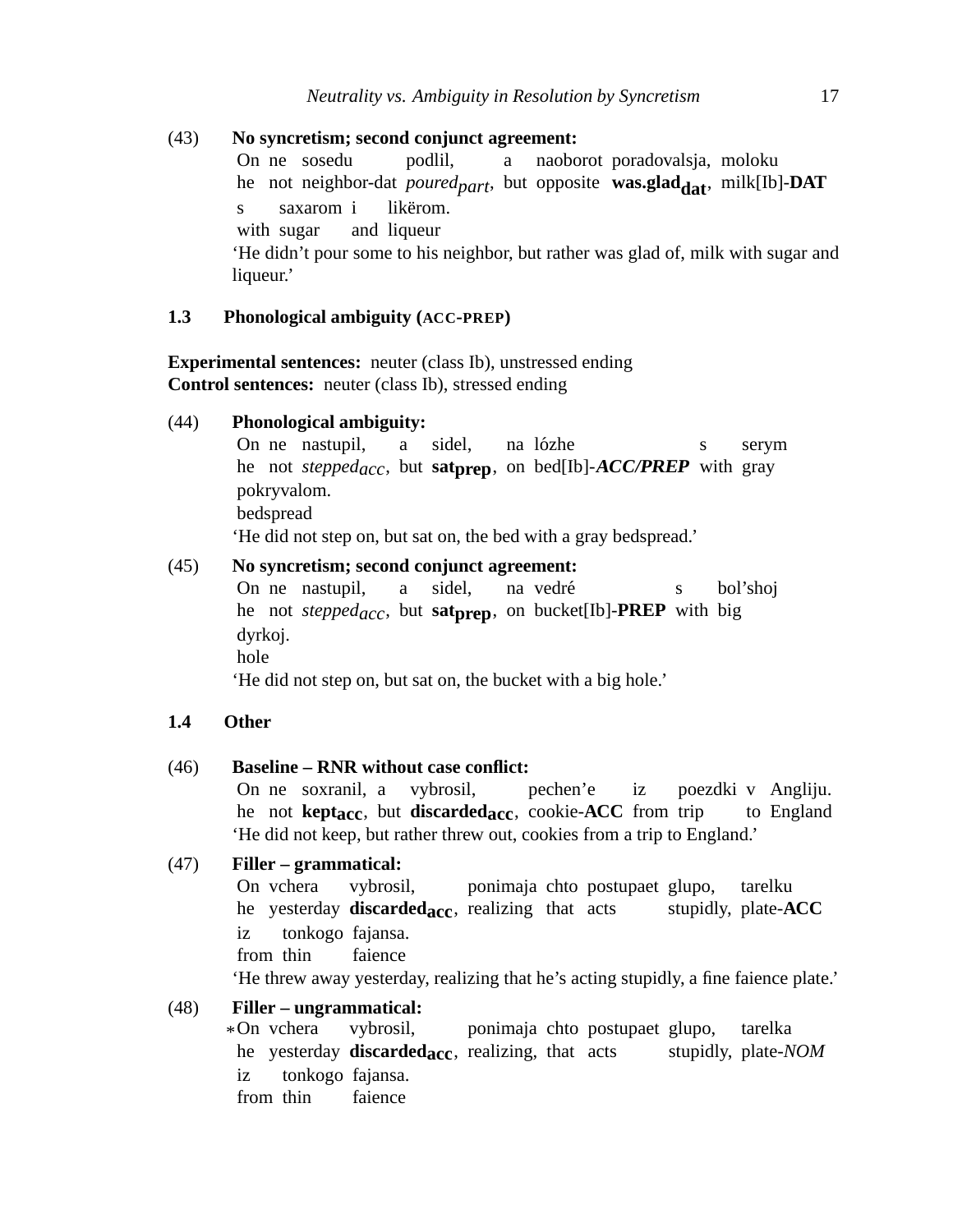(43) **No syncretism; second conjunct agreement:**

On ne sosedu podlil, a naoborot poradovalsja, moloku
he not neighbor-dat *poured*$_{part}$, but opposite **was.glad**$_{\mathbf{dat}}$, milk[Ib]-**DAT**
s saxarom i likërom.
with sugar and liqueur
'He didn't pour some to his neighbor, but rather was glad of, milk with sugar and liqueur.'

### 1.3 Phonological ambiguity (ACC-PREP)

**Experimental sentences:** neuter (class Ib), unstressed ending
**Control sentences:** neuter (class Ib), stressed ending

(44) **Phonological ambiguity:**

On ne nastupil, a sidel, na lózhe s serym
he not *stepped*$_{ACC}$, but **sat**$_{\mathbf{prep}}$, on bed[Ib]-***ACC/PREP*** with gray
pokryvalom.
bedspread
'He did not step on, but sat on, the bed with a gray bedspread.'

(45) **No syncretism; second conjunct agreement:**

On ne nastupil, a sidel, na vedré s bol'shoj
he not *stepped*$_{ACC}$, but **sat**$_{\mathbf{prep}}$, on bucket[Ib]-**PREP** with big
dyrkoj.
hole
'He did not step on, but sat on, the bucket with a big hole.'

### 1.4 Other

(46) **Baseline – RNR without case conflict:**

On ne soxranil, a vybrosil, pechen'e iz poezdki v Angliju.
he not **kept**$_{\mathbf{acc}}$, but **discarded**$_{\mathbf{acc}}$, cookie-**ACC** from trip to England
'He did not keep, but rather threw out, cookies from a trip to England.'

(47) **Filler – grammatical:**

On vchera vybrosil, ponimaja chto postupaet glupo, tarelku
he yesterday **discarded**$_{\mathbf{acc}}$, realizing that acts stupidly, plate-**ACC**
iz tonkogo fajansa.
from thin faience
'He threw away yesterday, realizing that he's acting stupidly, a fine faience plate.'

(48) **Filler – ungrammatical:**

*On vchera vybrosil, ponimaja chto postupaet glupo, tarelka
he yesterday **discarded**$_{\mathbf{acc}}$, realizing, that acts stupidly, plate-*NOM*
iz tonkogo fajansa.
from thin faience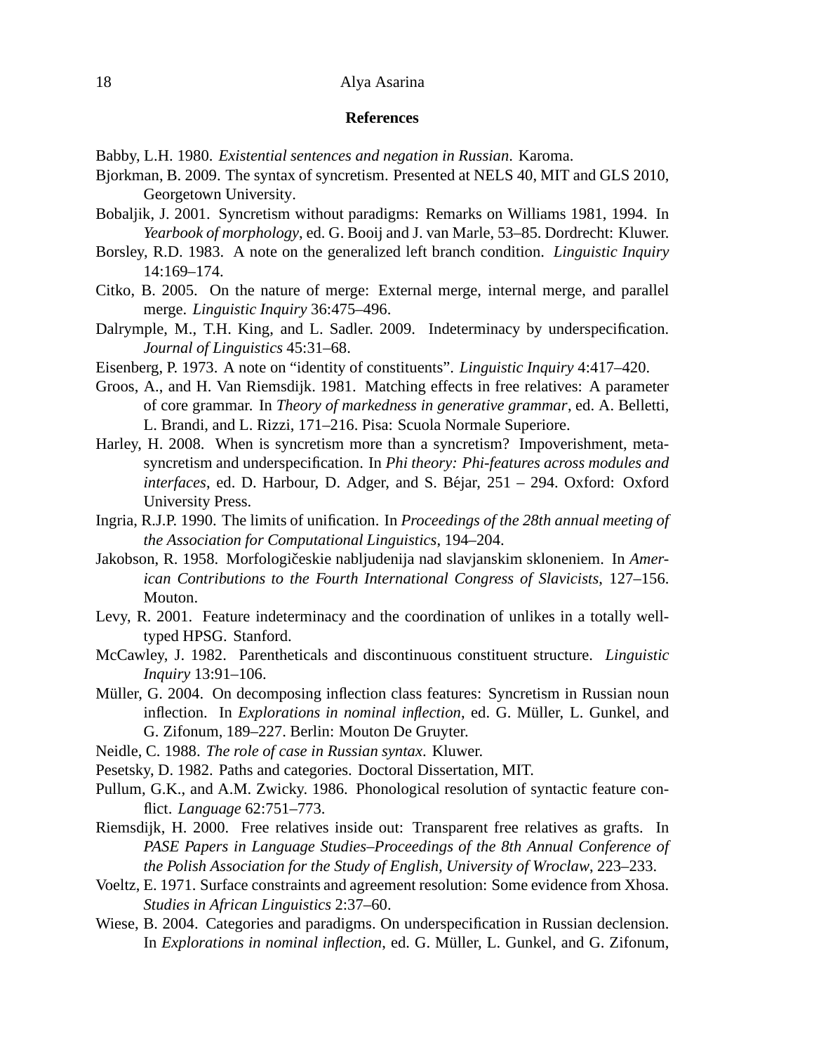## References

Babby, L.H. 1980. *Existential sentences and negation in Russian*. Karoma.

Bjorkman, B. 2009. The syntax of syncretism. Presented at NELS 40, MIT and GLS 2010, Georgetown University.

Bobaljik, J. 2001. Syncretism without paradigms: Remarks on Williams 1981, 1994. In *Yearbook of morphology*, ed. G. Booij and J. van Marle, 53–85. Dordrecht: Kluwer.

Borsley, R.D. 1983. A note on the generalized left branch condition. *Linguistic Inquiry* 14:169–174.

Citko, B. 2005. On the nature of merge: External merge, internal merge, and parallel merge. *Linguistic Inquiry* 36:475–496.

Dalrymple, M., T.H. King, and L. Sadler. 2009. Indeterminacy by underspecification. *Journal of Linguistics* 45:31–68.

Eisenberg, P. 1973. A note on "identity of constituents". *Linguistic Inquiry* 4:417–420.

Groos, A., and H. Van Riemsdijk. 1981. Matching effects in free relatives: A parameter of core grammar. In *Theory of markedness in generative grammar*, ed. A. Belletti, L. Brandi, and L. Rizzi, 171–216. Pisa: Scuola Normale Superiore.

Harley, H. 2008. When is syncretism more than a syncretism? Impoverishment, metasyncretism and underspecification. In *Phi theory: Phi-features across modules and interfaces*, ed. D. Harbour, D. Adger, and S. Béjar, 251 – 294. Oxford: Oxford University Press.

Ingria, R.J.P. 1990. The limits of unification. In *Proceedings of the 28th annual meeting of the Association for Computational Linguistics*, 194–204.

Jakobson, R. 1958. Morfologičeskie nabljudenija nad slavjanskim skloneniem. In *American Contributions to the Fourth International Congress of Slavicists*, 127–156. Mouton.

Levy, R. 2001. Feature indeterminacy and the coordination of unlikes in a totally well-typed HPSG. Stanford.

McCawley, J. 1982. Parentheticals and discontinuous constituent structure. *Linguistic Inquiry* 13:91–106.

Müller, G. 2004. On decomposing inflection class features: Syncretism in Russian noun inflection. In *Explorations in nominal inflection*, ed. G. Müller, L. Gunkel, and G. Zifonum, 189–227. Berlin: Mouton De Gruyter.

Neidle, C. 1988. *The role of case in Russian syntax*. Kluwer.

Pesetsky, D. 1982. Paths and categories. Doctoral Dissertation, MIT.

Pullum, G.K., and A.M. Zwicky. 1986. Phonological resolution of syntactic feature conflict. *Language* 62:751–773.

Riemsdijk, H. 2000. Free relatives inside out: Transparent free relatives as grafts. In *PASE Papers in Language Studies–Proceedings of the 8th Annual Conference of the Polish Association for the Study of English, University of Wroclaw*, 223–233.

Voeltz, E. 1971. Surface constraints and agreement resolution: Some evidence from Xhosa. *Studies in African Linguistics* 2:37–60.

Wiese, B. 2004. Categories and paradigms. On underspecification in Russian declension. In *Explorations in nominal inflection*, ed. G. Müller, L. Gunkel, and G. Zifonum,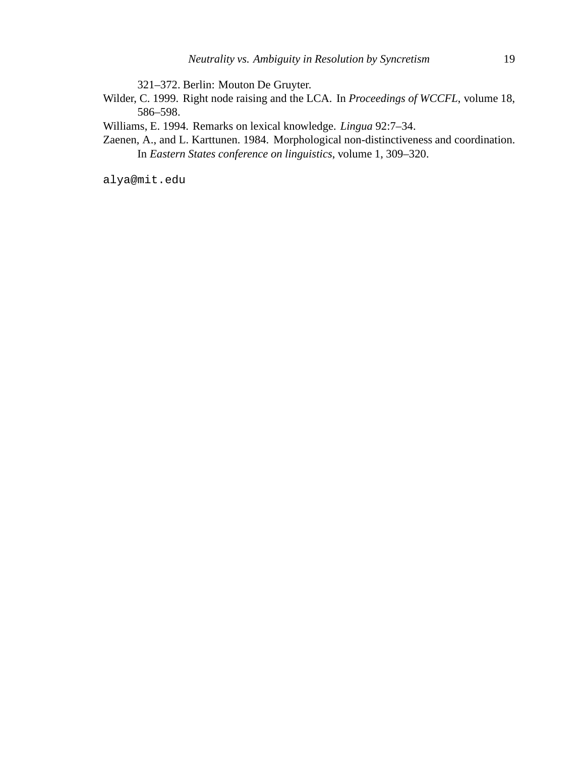321–372. Berlin: Mouton De Gruyter.

Wilder, C. 1999. Right node raising and the LCA. In *Proceedings of WCCFL*, volume 18, 586–598.

Williams, E. 1994. Remarks on lexical knowledge. *Lingua* 92:7–34.

Zaenen, A., and L. Karttunen. 1984. Morphological non-distinctiveness and coordination. In *Eastern States conference on linguistics*, volume 1, 309–320.

alya@mit.edu